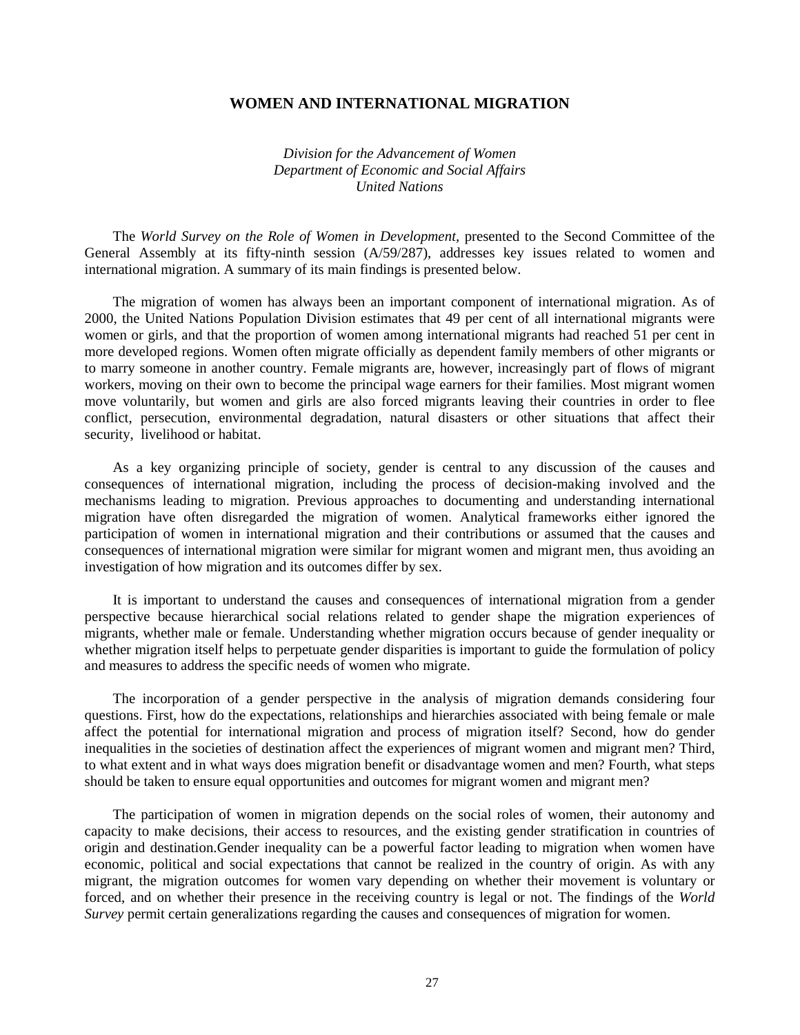# WOMEN AND INTERNATIONAL MIGRATION

*Division for the Advancement of Women*
*Department of Economic and Social Affairs*
*United Nations*

The *World Survey on the Role of Women in Development*, presented to the Second Committee of the General Assembly at its fifty-ninth session (A/59/287), addresses key issues related to women and international migration. A summary of its main findings is presented below.

The migration of women has always been an important component of international migration. As of 2000, the United Nations Population Division estimates that 49 per cent of all international migrants were women or girls, and that the proportion of women among international migrants had reached 51 per cent in more developed regions. Women often migrate officially as dependent family members of other migrants or to marry someone in another country. Female migrants are, however, increasingly part of flows of migrant workers, moving on their own to become the principal wage earners for their families. Most migrant women move voluntarily, but women and girls are also forced migrants leaving their countries in order to flee conflict, persecution, environmental degradation, natural disasters or other situations that affect their security, livelihood or habitat.

As a key organizing principle of society, gender is central to any discussion of the causes and consequences of international migration, including the process of decision-making involved and the mechanisms leading to migration. Previous approaches to documenting and understanding international migration have often disregarded the migration of women. Analytical frameworks either ignored the participation of women in international migration and their contributions or assumed that the causes and consequences of international migration were similar for migrant women and migrant men, thus avoiding an investigation of how migration and its outcomes differ by sex.

It is important to understand the causes and consequences of international migration from a gender perspective because hierarchical social relations related to gender shape the migration experiences of migrants, whether male or female. Understanding whether migration occurs because of gender inequality or whether migration itself helps to perpetuate gender disparities is important to guide the formulation of policy and measures to address the specific needs of women who migrate.

The incorporation of a gender perspective in the analysis of migration demands considering four questions. First, how do the expectations, relationships and hierarchies associated with being female or male affect the potential for international migration and process of migration itself? Second, how do gender inequalities in the societies of destination affect the experiences of migrant women and migrant men? Third, to what extent and in what ways does migration benefit or disadvantage women and men? Fourth, what steps should be taken to ensure equal opportunities and outcomes for migrant women and migrant men?

The participation of women in migration depends on the social roles of women, their autonomy and capacity to make decisions, their access to resources, and the existing gender stratification in countries of origin and destination.Gender inequality can be a powerful factor leading to migration when women have economic, political and social expectations that cannot be realized in the country of origin. As with any migrant, the migration outcomes for women vary depending on whether their movement is voluntary or forced, and on whether their presence in the receiving country is legal or not. The findings of the *World Survey* permit certain generalizations regarding the causes and consequences of migration for women.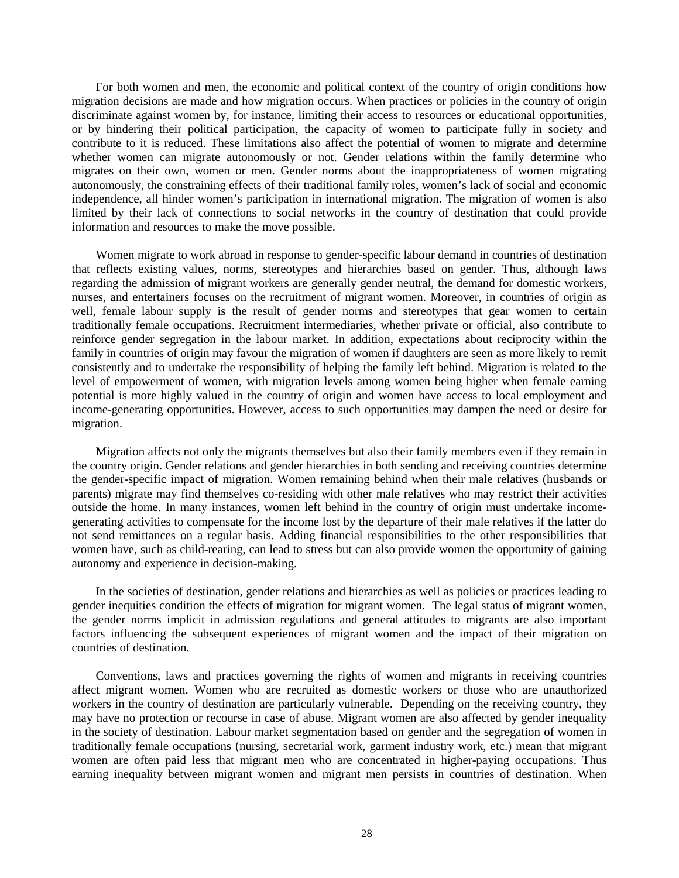For both women and men, the economic and political context of the country of origin conditions how migration decisions are made and how migration occurs. When practices or policies in the country of origin discriminate against women by, for instance, limiting their access to resources or educational opportunities, or by hindering their political participation, the capacity of women to participate fully in society and contribute to it is reduced. These limitations also affect the potential of women to migrate and determine whether women can migrate autonomously or not. Gender relations within the family determine who migrates on their own, women or men. Gender norms about the inappropriateness of women migrating autonomously, the constraining effects of their traditional family roles, women's lack of social and economic independence, all hinder women's participation in international migration. The migration of women is also limited by their lack of connections to social networks in the country of destination that could provide information and resources to make the move possible.

Women migrate to work abroad in response to gender-specific labour demand in countries of destination that reflects existing values, norms, stereotypes and hierarchies based on gender. Thus, although laws regarding the admission of migrant workers are generally gender neutral, the demand for domestic workers, nurses, and entertainers focuses on the recruitment of migrant women. Moreover, in countries of origin as well, female labour supply is the result of gender norms and stereotypes that gear women to certain traditionally female occupations. Recruitment intermediaries, whether private or official, also contribute to reinforce gender segregation in the labour market. In addition, expectations about reciprocity within the family in countries of origin may favour the migration of women if daughters are seen as more likely to remit consistently and to undertake the responsibility of helping the family left behind. Migration is related to the level of empowerment of women, with migration levels among women being higher when female earning potential is more highly valued in the country of origin and women have access to local employment and income-generating opportunities. However, access to such opportunities may dampen the need or desire for migration.

Migration affects not only the migrants themselves but also their family members even if they remain in the country origin. Gender relations and gender hierarchies in both sending and receiving countries determine the gender-specific impact of migration. Women remaining behind when their male relatives (husbands or parents) migrate may find themselves co-residing with other male relatives who may restrict their activities outside the home. In many instances, women left behind in the country of origin must undertake income-generating activities to compensate for the income lost by the departure of their male relatives if the latter do not send remittances on a regular basis. Adding financial responsibilities to the other responsibilities that women have, such as child-rearing, can lead to stress but can also provide women the opportunity of gaining autonomy and experience in decision-making.

In the societies of destination, gender relations and hierarchies as well as policies or practices leading to gender inequities condition the effects of migration for migrant women. The legal status of migrant women, the gender norms implicit in admission regulations and general attitudes to migrants are also important factors influencing the subsequent experiences of migrant women and the impact of their migration on countries of destination.

Conventions, laws and practices governing the rights of women and migrants in receiving countries affect migrant women. Women who are recruited as domestic workers or those who are unauthorized workers in the country of destination are particularly vulnerable. Depending on the receiving country, they may have no protection or recourse in case of abuse. Migrant women are also affected by gender inequality in the society of destination. Labour market segmentation based on gender and the segregation of women in traditionally female occupations (nursing, secretarial work, garment industry work, etc.) mean that migrant women are often paid less that migrant men who are concentrated in higher-paying occupations. Thus earning inequality between migrant women and migrant men persists in countries of destination. When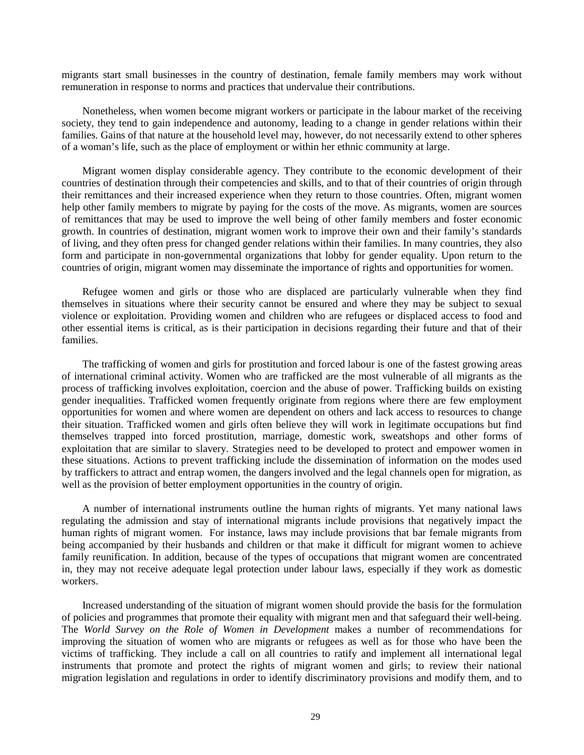migrants start small businesses in the country of destination, female family members may work without remuneration in response to norms and practices that undervalue their contributions.

Nonetheless, when women become migrant workers or participate in the labour market of the receiving society, they tend to gain independence and autonomy, leading to a change in gender relations within their families. Gains of that nature at the household level may, however, do not necessarily extend to other spheres of a woman's life, such as the place of employment or within her ethnic community at large.

Migrant women display considerable agency. They contribute to the economic development of their countries of destination through their competencies and skills, and to that of their countries of origin through their remittances and their increased experience when they return to those countries. Often, migrant women help other family members to migrate by paying for the costs of the move. As migrants, women are sources of remittances that may be used to improve the well being of other family members and foster economic growth. In countries of destination, migrant women work to improve their own and their family's standards of living, and they often press for changed gender relations within their families. In many countries, they also form and participate in non-governmental organizations that lobby for gender equality. Upon return to the countries of origin, migrant women may disseminate the importance of rights and opportunities for women.

Refugee women and girls or those who are displaced are particularly vulnerable when they find themselves in situations where their security cannot be ensured and where they may be subject to sexual violence or exploitation. Providing women and children who are refugees or displaced access to food and other essential items is critical, as is their participation in decisions regarding their future and that of their families.

The trafficking of women and girls for prostitution and forced labour is one of the fastest growing areas of international criminal activity. Women who are trafficked are the most vulnerable of all migrants as the process of trafficking involves exploitation, coercion and the abuse of power. Trafficking builds on existing gender inequalities. Trafficked women frequently originate from regions where there are few employment opportunities for women and where women are dependent on others and lack access to resources to change their situation. Trafficked women and girls often believe they will work in legitimate occupations but find themselves trapped into forced prostitution, marriage, domestic work, sweatshops and other forms of exploitation that are similar to slavery. Strategies need to be developed to protect and empower women in these situations. Actions to prevent trafficking include the dissemination of information on the modes used by traffickers to attract and entrap women, the dangers involved and the legal channels open for migration, as well as the provision of better employment opportunities in the country of origin.

A number of international instruments outline the human rights of migrants. Yet many national laws regulating the admission and stay of international migrants include provisions that negatively impact the human rights of migrant women. For instance, laws may include provisions that bar female migrants from being accompanied by their husbands and children or that make it difficult for migrant women to achieve family reunification. In addition, because of the types of occupations that migrant women are concentrated in, they may not receive adequate legal protection under labour laws, especially if they work as domestic workers.

Increased understanding of the situation of migrant women should provide the basis for the formulation of policies and programmes that promote their equality with migrant men and that safeguard their well-being. The *World Survey on the Role of Women in Development* makes a number of recommendations for improving the situation of women who are migrants or refugees as well as for those who have been the victims of trafficking. They include a call on all countries to ratify and implement all international legal instruments that promote and protect the rights of migrant women and girls; to review their national migration legislation and regulations in order to identify discriminatory provisions and modify them, and to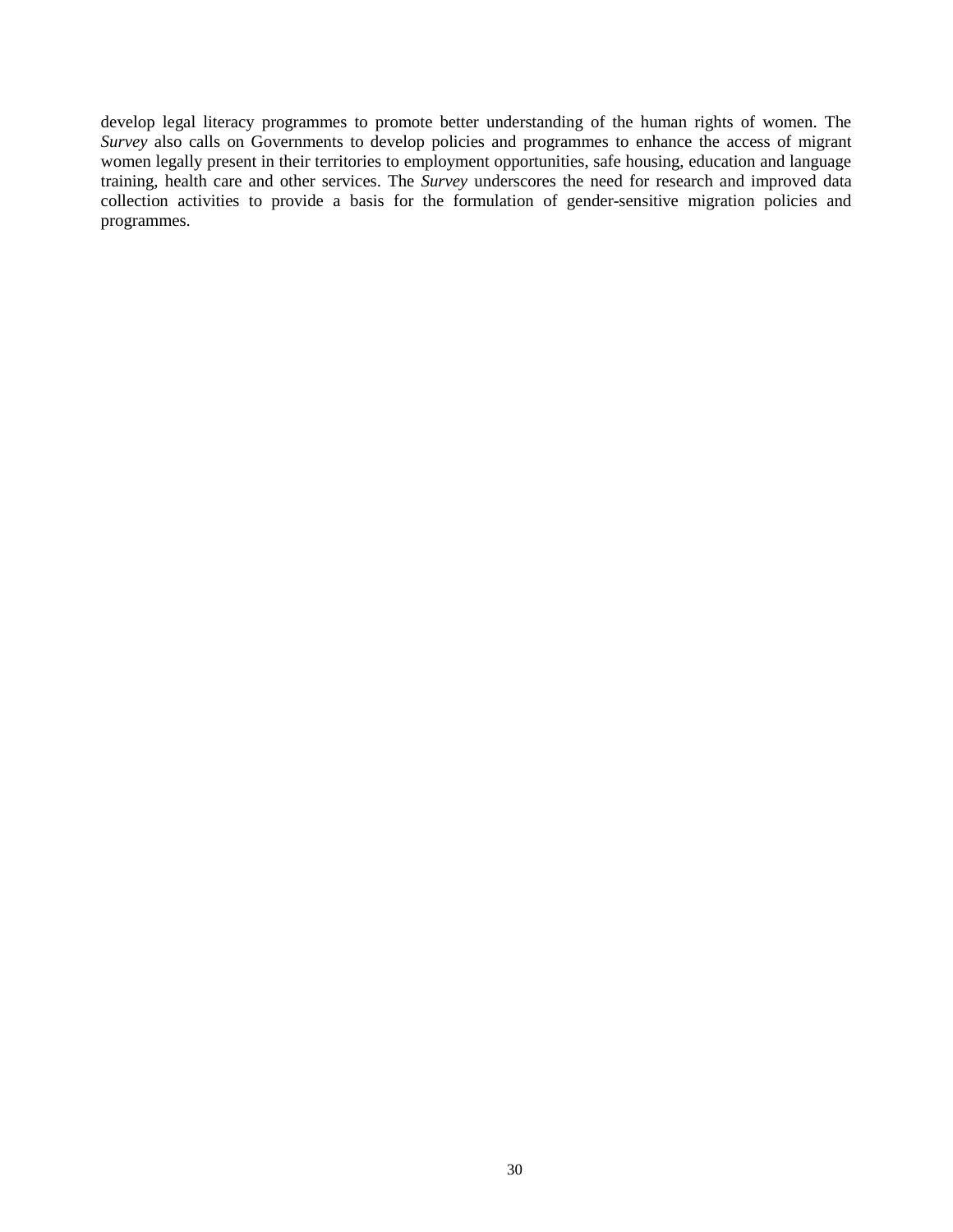develop legal literacy programmes to promote better understanding of the human rights of women. The *Survey* also calls on Governments to develop policies and programmes to enhance the access of migrant women legally present in their territories to employment opportunities, safe housing, education and language training, health care and other services. The *Survey* underscores the need for research and improved data collection activities to provide a basis for the formulation of gender-sensitive migration policies and programmes.